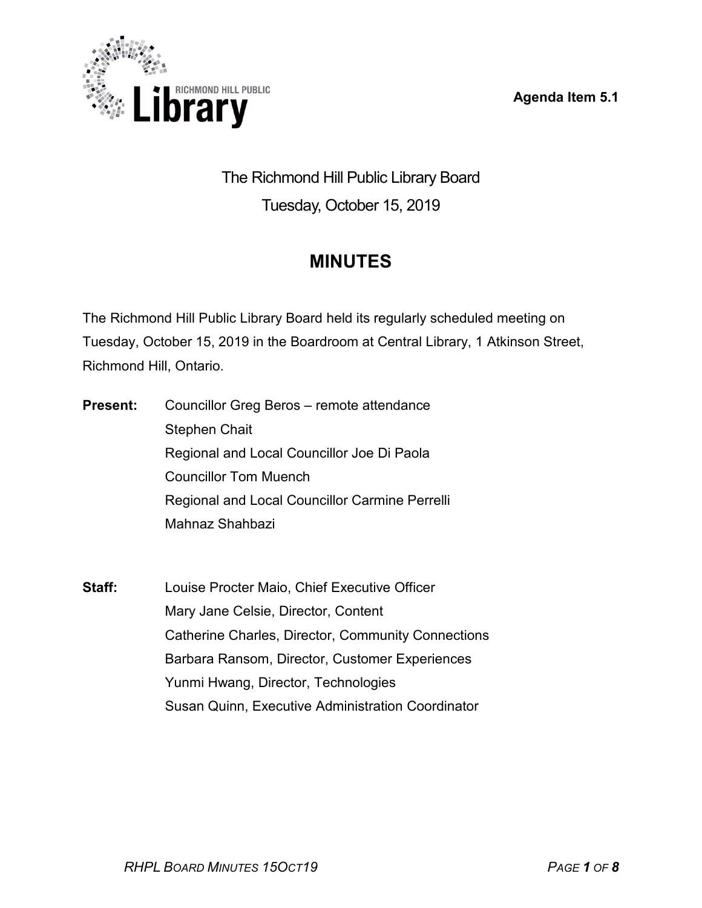Agenda Item 5.1

# The Richmond Hill Public Library Board

Tuesday, October 15, 2019

## MINUTES

The Richmond Hill Public Library Board held its regularly scheduled meeting on Tuesday, October 15, 2019 in the Boardroom at Central Library, 1 Atkinson Street, Richmond Hill, Ontario.

**Present:**
Councillor Greg Beros – remote attendance
Stephen Chait
Regional and Local Councillor Joe Di Paola
Councillor Tom Muench
Regional and Local Councillor Carmine Perrelli
Mahnaz Shahbazi

**Staff:**
Louise Procter Maio, Chief Executive Officer
Mary Jane Celsie, Director, Content
Catherine Charles, Director, Community Connections
Barbara Ransom, Director, Customer Experiences
Yunmi Hwang, Director, Technologies
Susan Quinn, Executive Administration Coordinator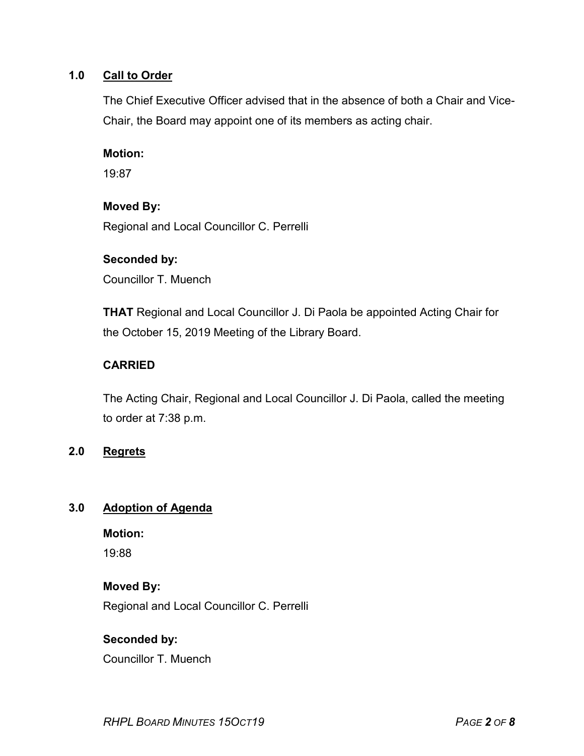## 1.0 Call to Order

The Chief Executive Officer advised that in the absence of both a Chair and Vice-Chair, the Board may appoint one of its members as acting chair.

**Motion:**

19:87

**Moved By:**

Regional and Local Councillor C. Perrelli

**Seconded by:**

Councillor T. Muench

**THAT** Regional and Local Councillor J. Di Paola be appointed Acting Chair for the October 15, 2019 Meeting of the Library Board.

**CARRIED**

The Acting Chair, Regional and Local Councillor J. Di Paola, called the meeting to order at 7:38 p.m.

## 2.0 Regrets

## 3.0 Adoption of Agenda

**Motion:**

19:88

**Moved By:**

Regional and Local Councillor C. Perrelli

**Seconded by:**

Councillor T. Muench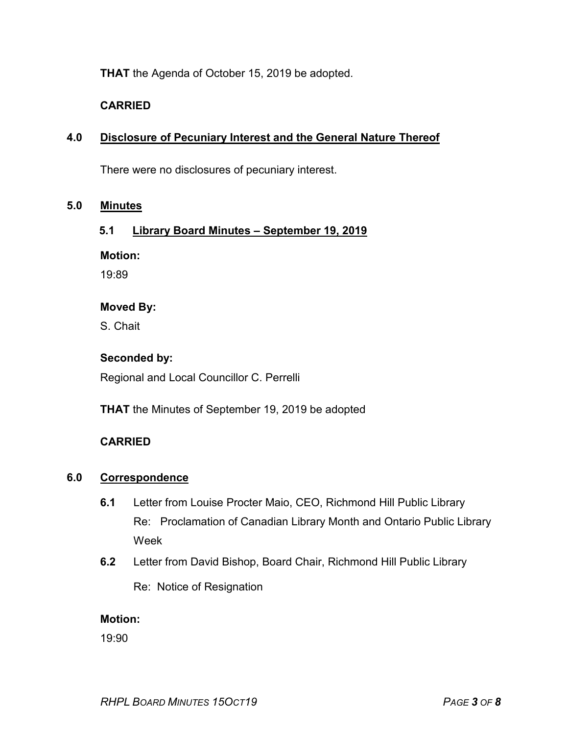**THAT** the Agenda of October 15, 2019 be adopted.

**CARRIED**

## 4.0 Disclosure of Pecuniary Interest and the General Nature Thereof

There were no disclosures of pecuniary interest.

## 5.0 Minutes

### 5.1 Library Board Minutes – September 19, 2019

**Motion:**

19:89

**Moved By:**

S. Chait

**Seconded by:**

Regional and Local Councillor C. Perrelli

**THAT** the Minutes of September 19, 2019 be adopted

**CARRIED**

## 6.0 Correspondence

**6.1** Letter from Louise Procter Maio, CEO, Richmond Hill Public Library
Re: Proclamation of Canadian Library Month and Ontario Public Library Week

**6.2** Letter from David Bishop, Board Chair, Richmond Hill Public Library

Re: Notice of Resignation

**Motion:**

19:90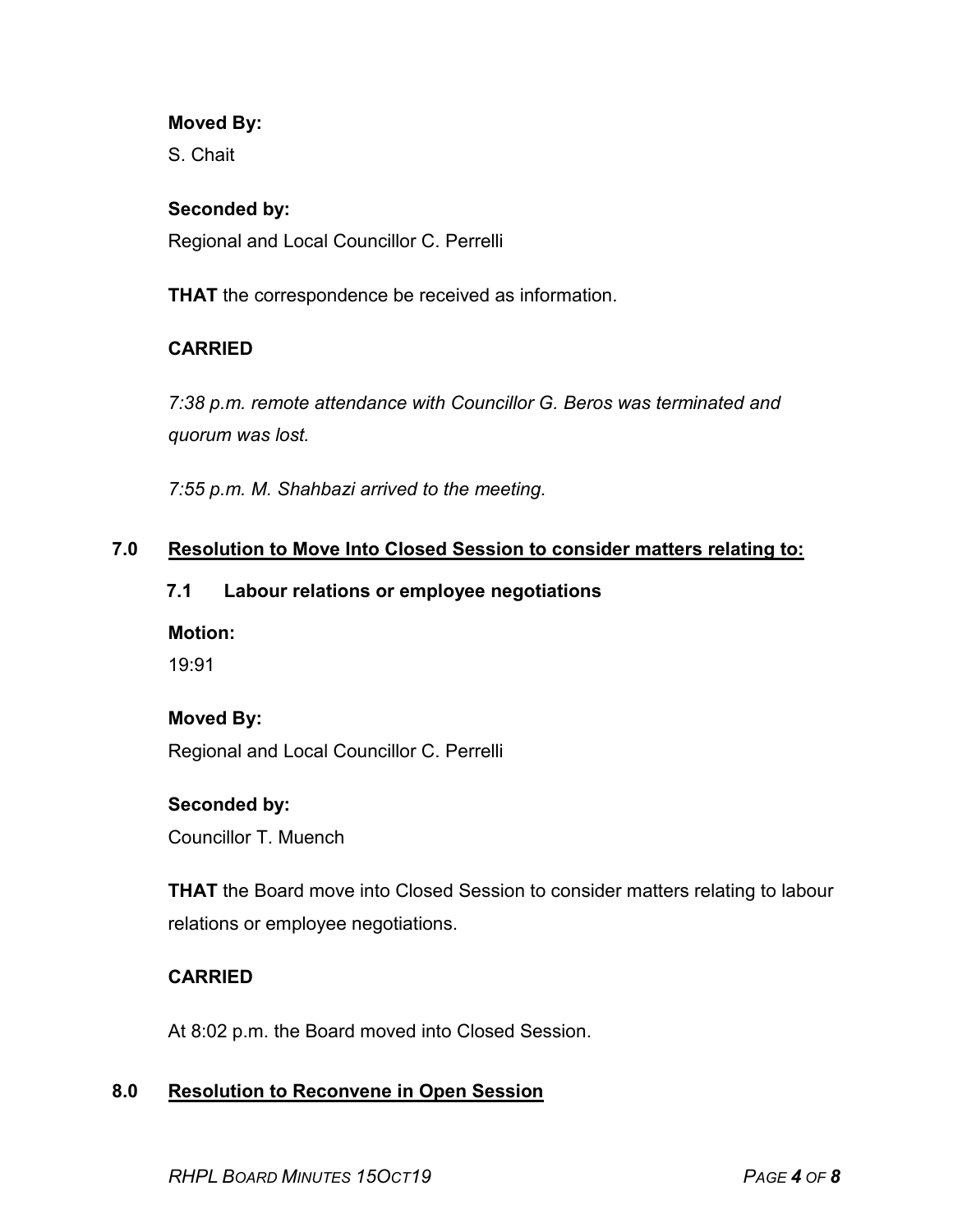**Moved By:**

S. Chait

**Seconded by:**

Regional and Local Councillor C. Perrelli

**THAT** the correspondence be received as information.

**CARRIED**

*7:38 p.m. remote attendance with Councillor G. Beros was terminated and quorum was lost.*

*7:55 p.m. M. Shahbazi arrived to the meeting.*

## 7.0 Resolution to Move Into Closed Session to consider matters relating to:

### 7.1 Labour relations or employee negotiations

**Motion:**

19:91

**Moved By:**

Regional and Local Councillor C. Perrelli

**Seconded by:**

Councillor T. Muench

**THAT** the Board move into Closed Session to consider matters relating to labour relations or employee negotiations.

**CARRIED**

At 8:02 p.m. the Board moved into Closed Session.

## 8.0 Resolution to Reconvene in Open Session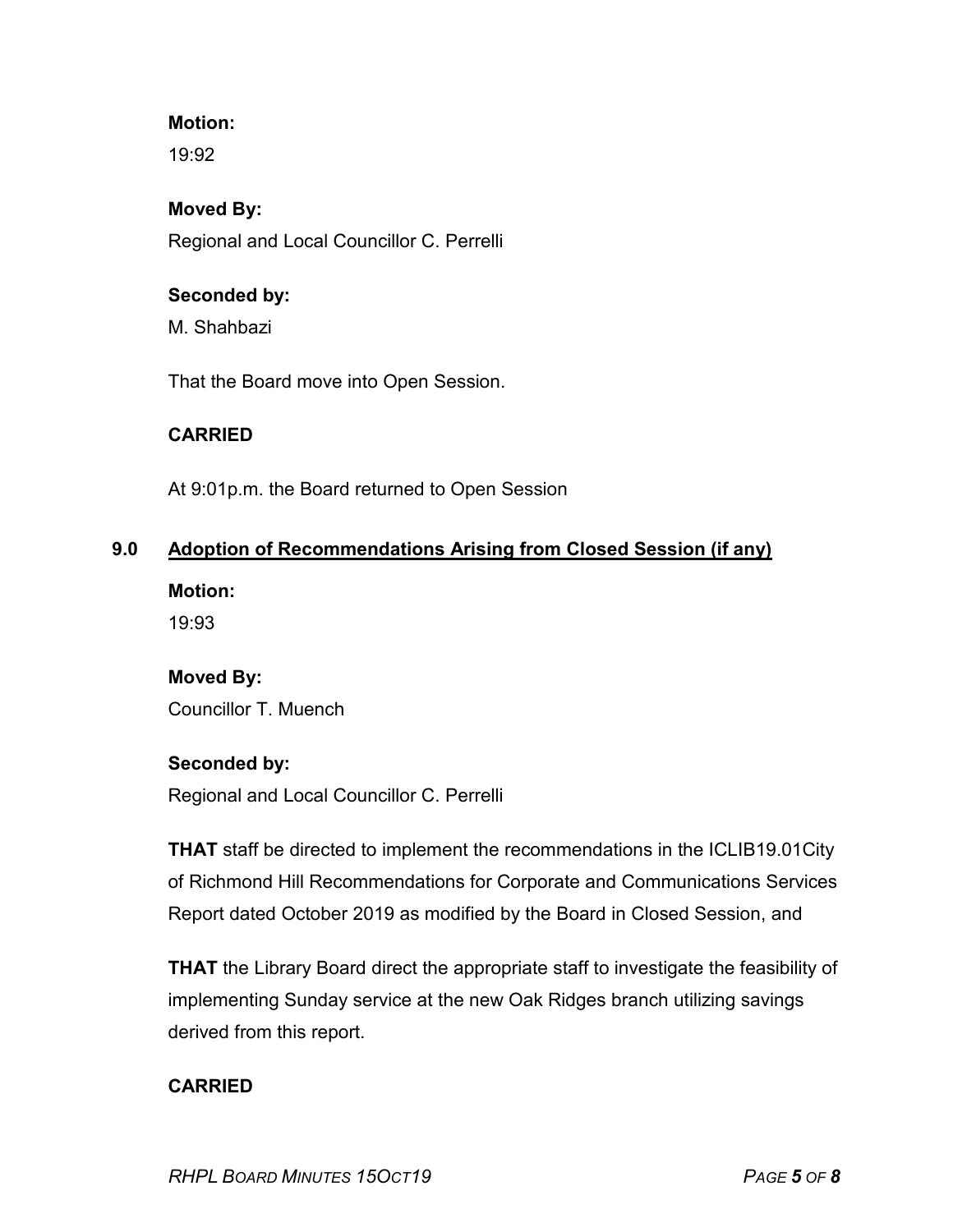**Motion:**

19:92

**Moved By:**

Regional and Local Councillor C. Perrelli

**Seconded by:**

M. Shahbazi

That the Board move into Open Session.

**CARRIED**

At 9:01p.m. the Board returned to Open Session

## 9.0 Adoption of Recommendations Arising from Closed Session (if any)

**Motion:**

19:93

**Moved By:**

Councillor T. Muench

**Seconded by:**

Regional and Local Councillor C. Perrelli

**THAT** staff be directed to implement the recommendations in the ICLIB19.01City of Richmond Hill Recommendations for Corporate and Communications Services Report dated October 2019 as modified by the Board in Closed Session, and

**THAT** the Library Board direct the appropriate staff to investigate the feasibility of implementing Sunday service at the new Oak Ridges branch utilizing savings derived from this report.

**CARRIED**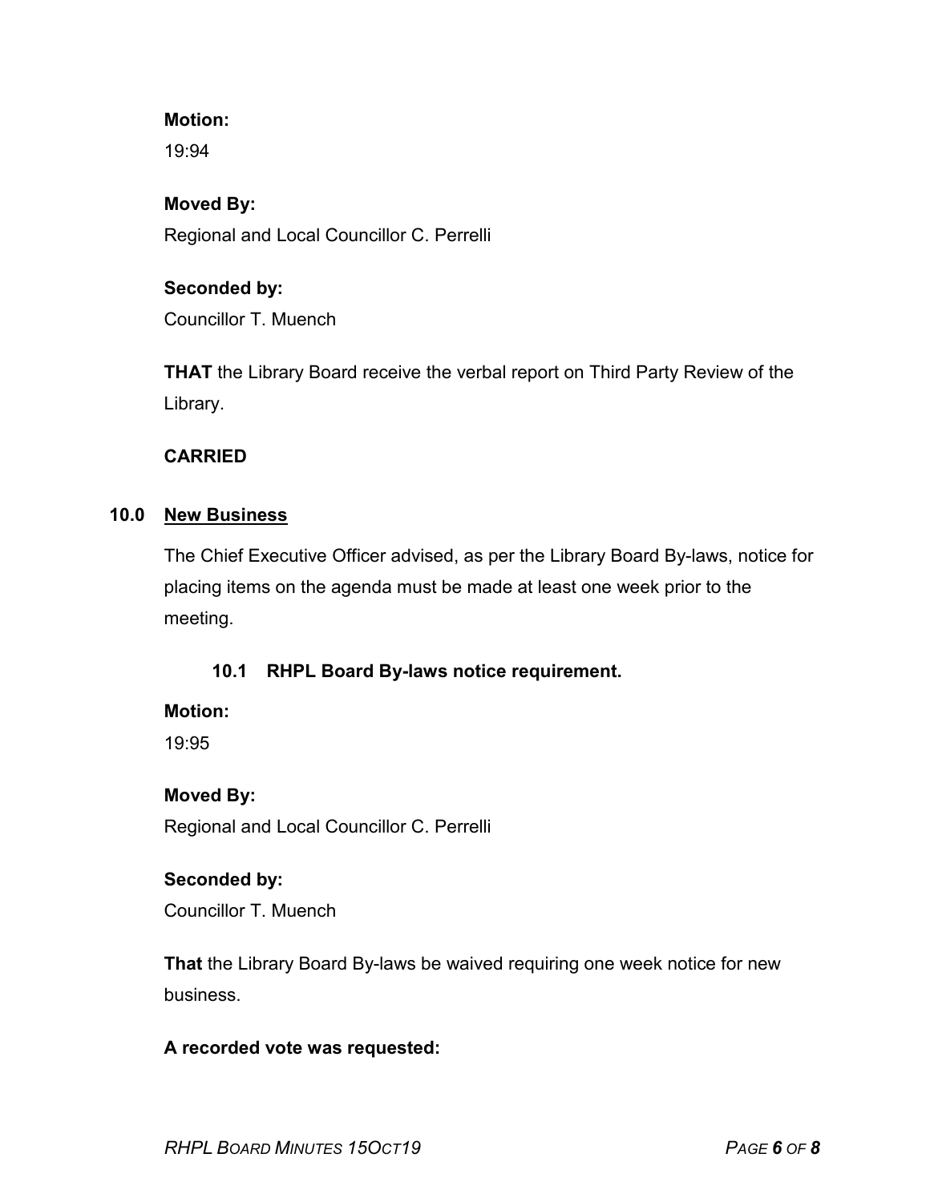**Motion:**

19:94

**Moved By:**

Regional and Local Councillor C. Perrelli

**Seconded by:**

Councillor T. Muench

**THAT** the Library Board receive the verbal report on Third Party Review of the Library.

**CARRIED**

## 10.0 New Business

The Chief Executive Officer advised, as per the Library Board By-laws, notice for placing items on the agenda must be made at least one week prior to the meeting.

### 10.1 RHPL Board By-laws notice requirement.

**Motion:**

19:95

**Moved By:**

Regional and Local Councillor C. Perrelli

**Seconded by:**

Councillor T. Muench

**That** the Library Board By-laws be waived requiring one week notice for new business.

**A recorded vote was requested:**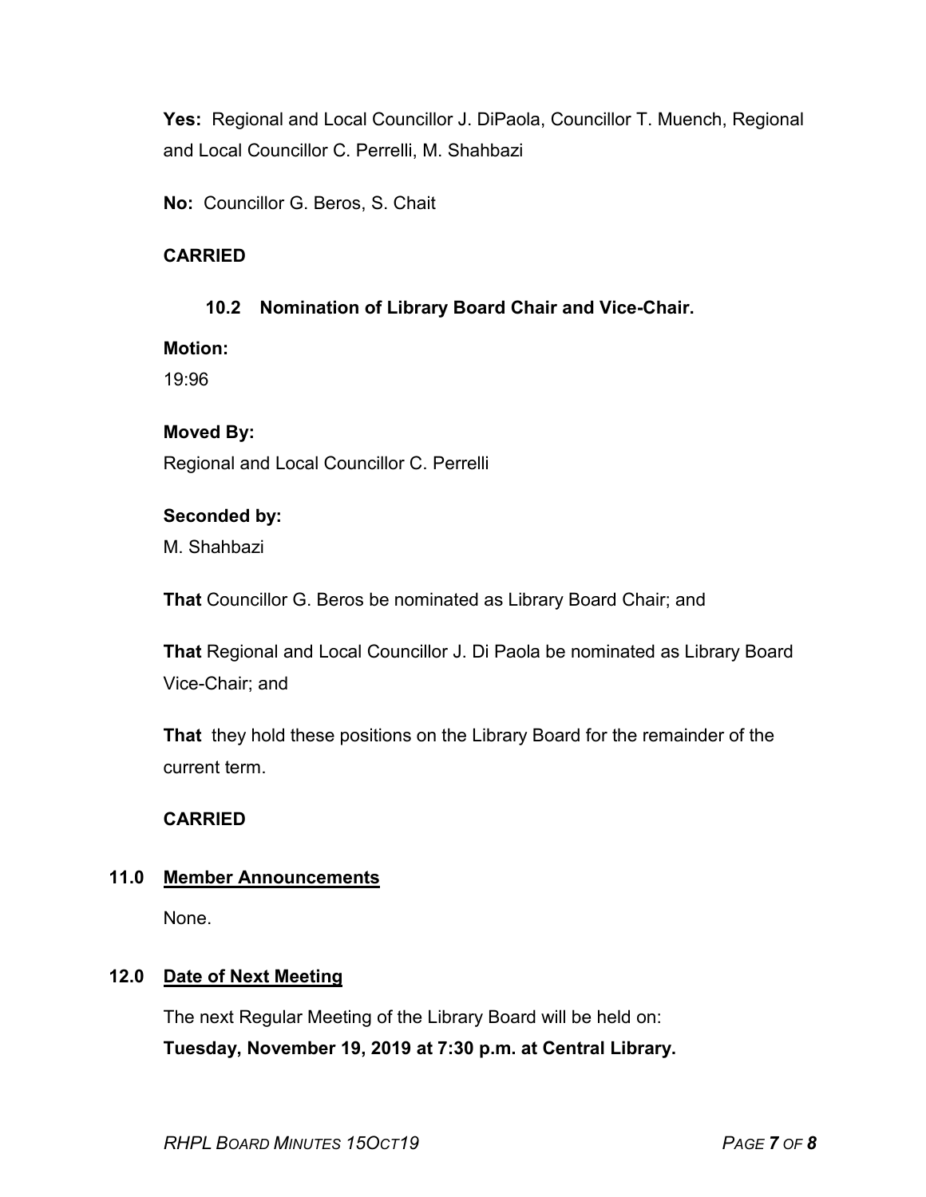**Yes:** Regional and Local Councillor J. DiPaola, Councillor T. Muench, Regional and Local Councillor C. Perrelli, M. Shahbazi

**No:** Councillor G. Beros, S. Chait

**CARRIED**

### 10.2 Nomination of Library Board Chair and Vice-Chair.

**Motion:**
19:96

**Moved By:**
Regional and Local Councillor C. Perrelli

**Seconded by:**
M. Shahbazi

**That** Councillor G. Beros be nominated as Library Board Chair; and

**That** Regional and Local Councillor J. Di Paola be nominated as Library Board Vice-Chair; and

**That** they hold these positions on the Library Board for the remainder of the current term.

**CARRIED**

## 11.0 Member Announcements

None.

## 12.0 Date of Next Meeting

The next Regular Meeting of the Library Board will be held on:
**Tuesday, November 19, 2019 at 7:30 p.m. at Central Library.**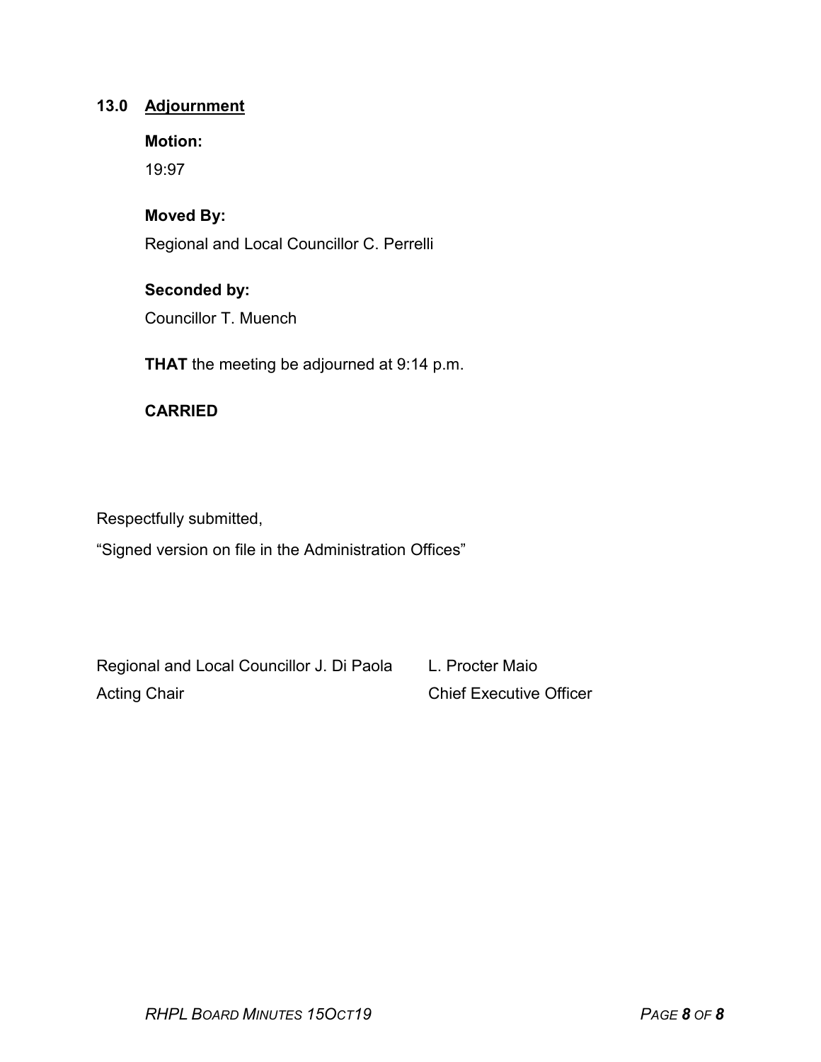## 13.0 Adjournment

**Motion:**

19:97

**Moved By:**

Regional and Local Councillor C. Perrelli

**Seconded by:**

Councillor T. Muench

**THAT** the meeting be adjourned at 9:14 p.m.

**CARRIED**

Respectfully submitted,

“Signed version on file in the Administration Offices”

| | |
|---|---|
| Regional and Local Councillor J. Di Paola | L. Procter Maio |
| Acting Chair | Chief Executive Officer |